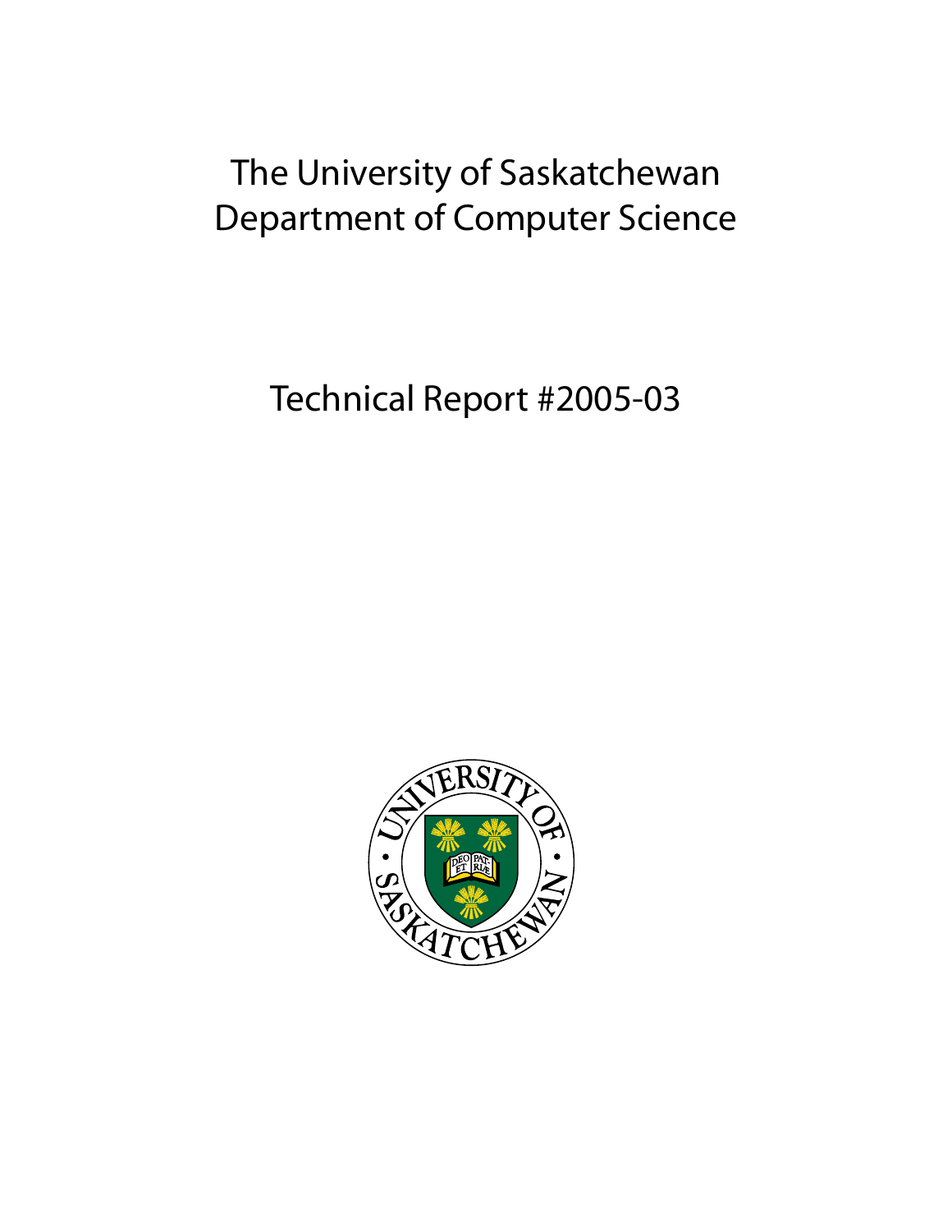# The University of Saskatchewan
# Department of Computer Science

## Technical Report #2005-03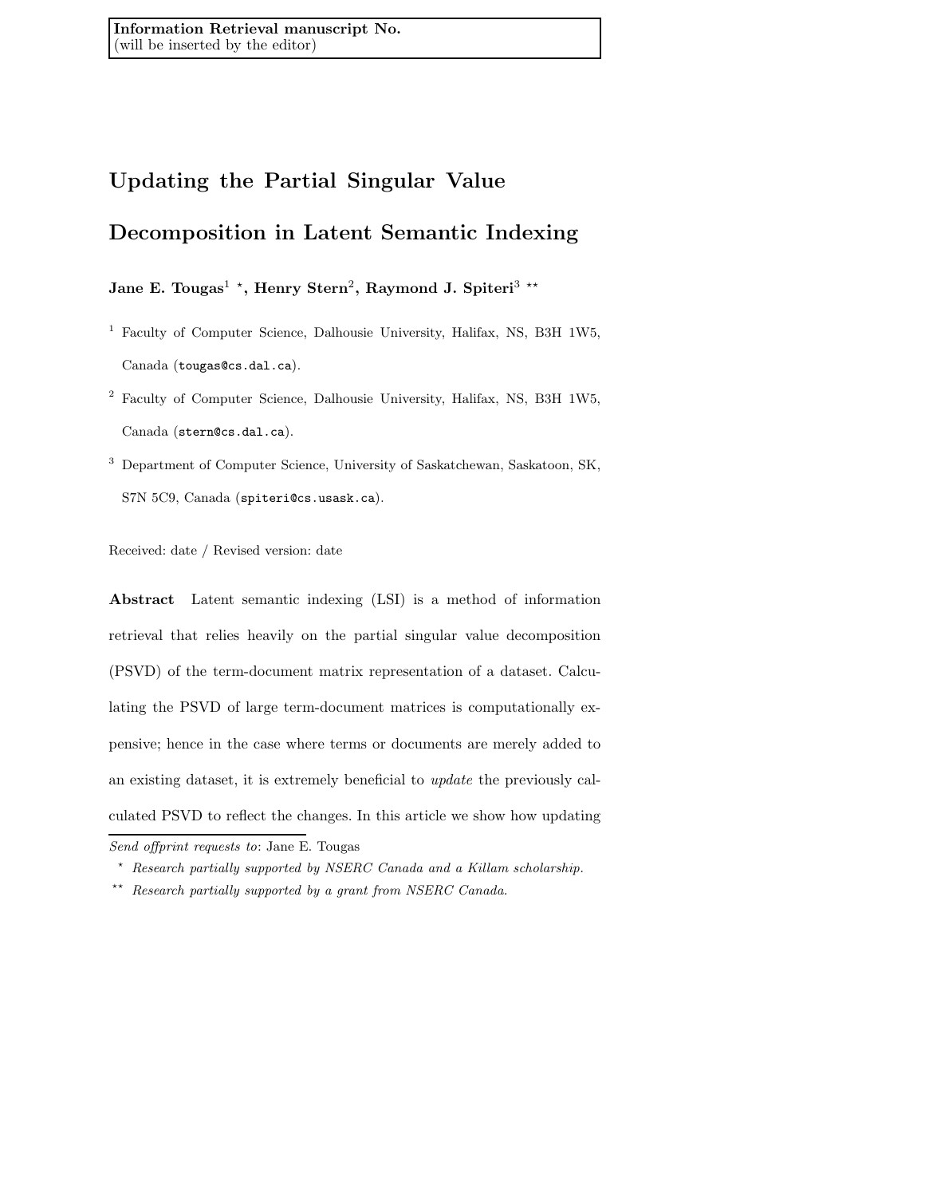Information Retrieval manuscript No.
(will be inserted by the editor)

# Updating the Partial Singular Value Decomposition in Latent Semantic Indexing

**Jane E. Tougas**[1] [⋆], **Henry Stern**[2], **Raymond J. Spiteri**[3] [⋆⋆]

[1] Faculty of Computer Science, Dalhousie University, Halifax, NS, B3H 1W5, Canada (`tougas@cs.dal.ca`).

[2] Faculty of Computer Science, Dalhousie University, Halifax, NS, B3H 1W5, Canada (`stern@cs.dal.ca`).

[3] Department of Computer Science, University of Saskatchewan, Saskatoon, SK, S7N 5C9, Canada (`spiteri@cs.usask.ca`).

Received: date / Revised version: date

**Abstract** Latent semantic indexing (LSI) is a method of information retrieval that relies heavily on the partial singular value decomposition (PSVD) of the term-document matrix representation of a dataset. Calculating the PSVD of large term-document matrices is computationally expensive; hence in the case where terms or documents are merely added to an existing dataset, it is extremely beneficial to *update* the previously calculated PSVD to reflect the changes. In this article we show how updating

---

*Send offprint requests to*: Jane E. Tougas

[⋆] *Research partially supported by NSERC Canada and a Killam scholarship.*

[⋆⋆] *Research partially supported by a grant from NSERC Canada.*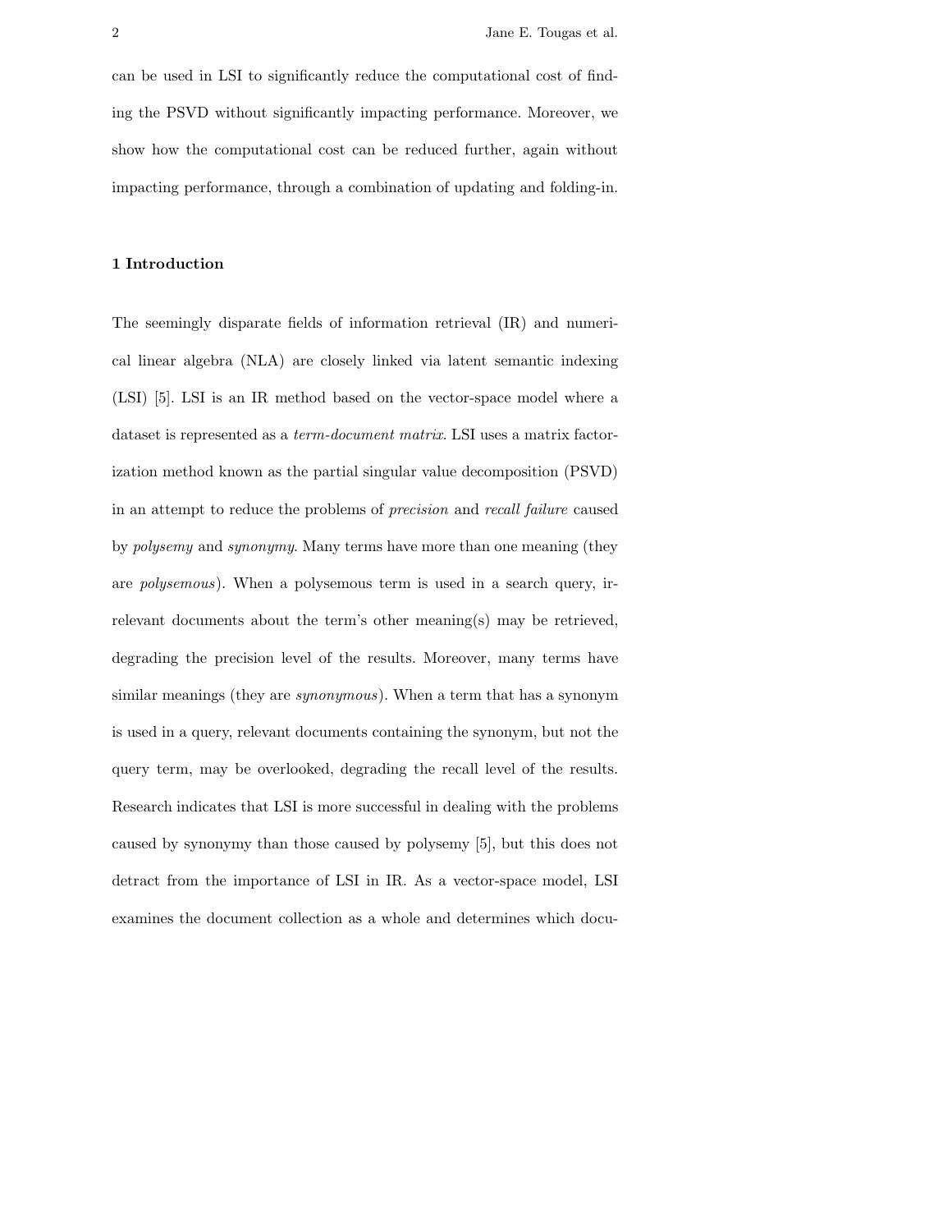can be used in LSI to significantly reduce the computational cost of finding the PSVD without significantly impacting performance. Moreover, we show how the computational cost can be reduced further, again without impacting performance, through a combination of updating and folding-in.

## 1 Introduction

The seemingly disparate fields of information retrieval (IR) and numerical linear algebra (NLA) are closely linked via latent semantic indexing (LSI) [5]. LSI is an IR method based on the vector-space model where a dataset is represented as a *term-document matrix*. LSI uses a matrix factorization method known as the partial singular value decomposition (PSVD) in an attempt to reduce the problems of *precision* and *recall failure* caused by *polysemy* and *synonymy*. Many terms have more than one meaning (they are *polysemous*). When a polysemous term is used in a search query, irrelevant documents about the term's other meaning(s) may be retrieved, degrading the precision level of the results. Moreover, many terms have similar meanings (they are *synonymous*). When a term that has a synonym is used in a query, relevant documents containing the synonym, but not the query term, may be overlooked, degrading the recall level of the results. Research indicates that LSI is more successful in dealing with the problems caused by synonymy than those caused by polysemy [5], but this does not detract from the importance of LSI in IR. As a vector-space model, LSI examines the document collection as a whole and determines which docu-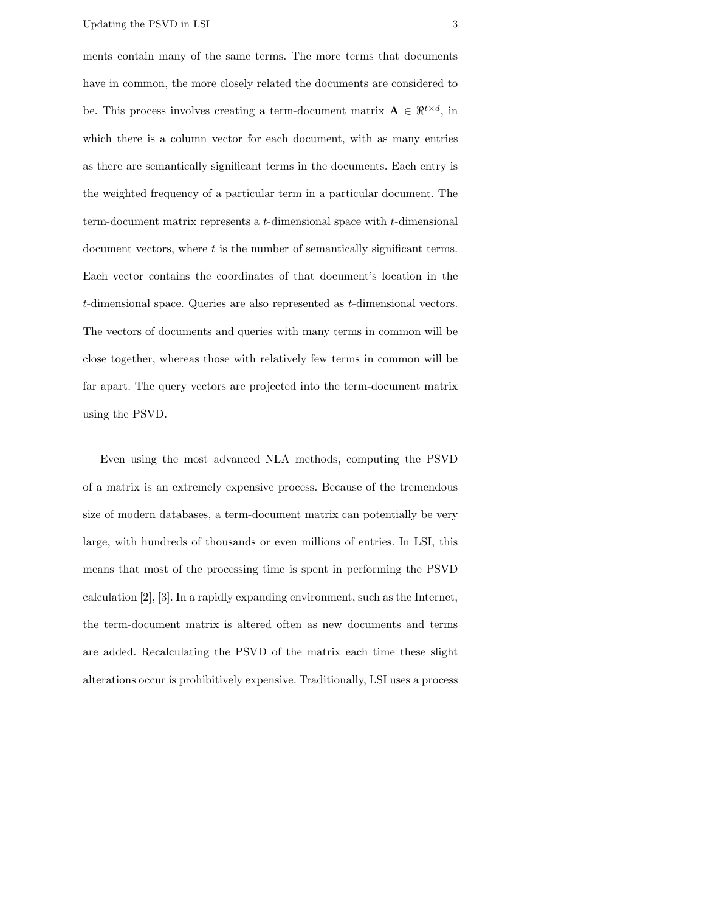ments contain many of the same terms. The more terms that documents have in common, the more closely related the documents are considered to be. This process involves creating a term-document matrix $\mathbf{A} \in \Re^{t \times d}$, in which there is a column vector for each document, with as many entries as there are semantically significant terms in the documents. Each entry is the weighted frequency of a particular term in a particular document. The term-document matrix represents a $t$-dimensional space with $t$-dimensional document vectors, where $t$ is the number of semantically significant terms. Each vector contains the coordinates of that document's location in the $t$-dimensional space. Queries are also represented as $t$-dimensional vectors. The vectors of documents and queries with many terms in common will be close together, whereas those with relatively few terms in common will be far apart. The query vectors are projected into the term-document matrix using the PSVD.

Even using the most advanced NLA methods, computing the PSVD of a matrix is an extremely expensive process. Because of the tremendous size of modern databases, a term-document matrix can potentially be very large, with hundreds of thousands or even millions of entries. In LSI, this means that most of the processing time is spent in performing the PSVD calculation [2], [3]. In a rapidly expanding environment, such as the Internet, the term-document matrix is altered often as new documents and terms are added. Recalculating the PSVD of the matrix each time these slight alterations occur is prohibitively expensive. Traditionally, LSI uses a process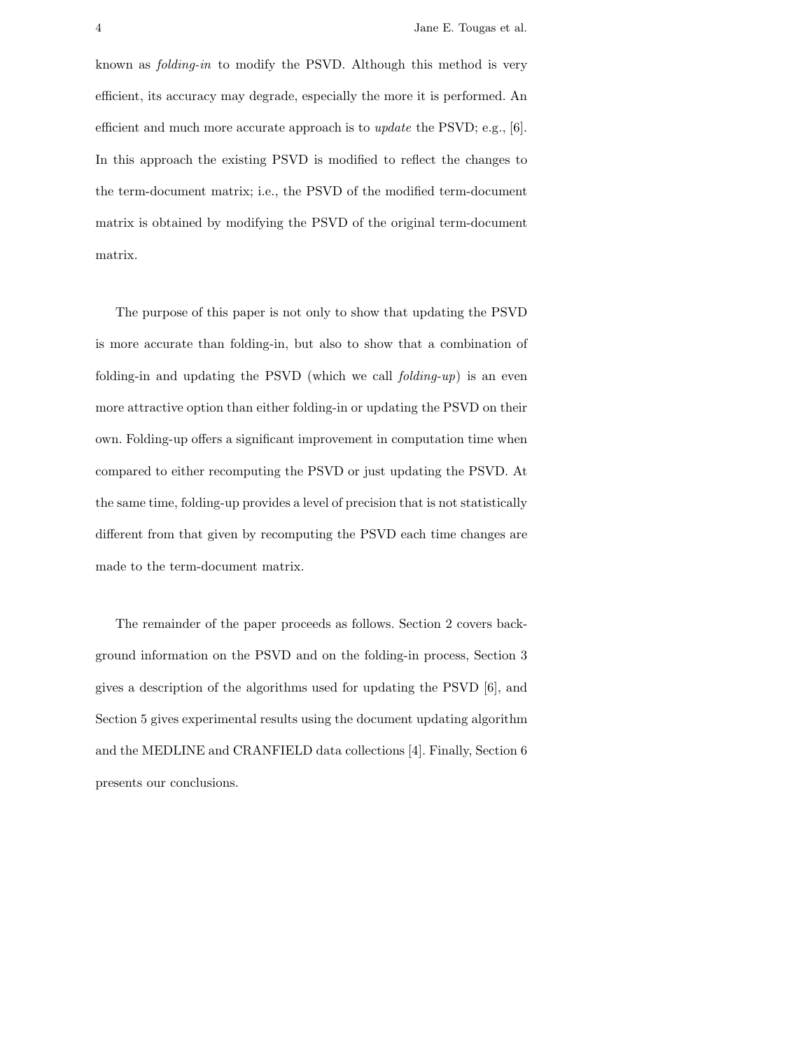known as *folding-in* to modify the PSVD. Although this method is very efficient, its accuracy may degrade, especially the more it is performed. An efficient and much more accurate approach is to *update* the PSVD; e.g., [6]. In this approach the existing PSVD is modified to reflect the changes to the term-document matrix; i.e., the PSVD of the modified term-document matrix is obtained by modifying the PSVD of the original term-document matrix.

The purpose of this paper is not only to show that updating the PSVD is more accurate than folding-in, but also to show that a combination of folding-in and updating the PSVD (which we call *folding-up*) is an even more attractive option than either folding-in or updating the PSVD on their own. Folding-up offers a significant improvement in computation time when compared to either recomputing the PSVD or just updating the PSVD. At the same time, folding-up provides a level of precision that is not statistically different from that given by recomputing the PSVD each time changes are made to the term-document matrix.

The remainder of the paper proceeds as follows. Section 2 covers background information on the PSVD and on the folding-in process, Section 3 gives a description of the algorithms used for updating the PSVD [6], and Section 5 gives experimental results using the document updating algorithm and the MEDLINE and CRANFIELD data collections [4]. Finally, Section 6 presents our conclusions.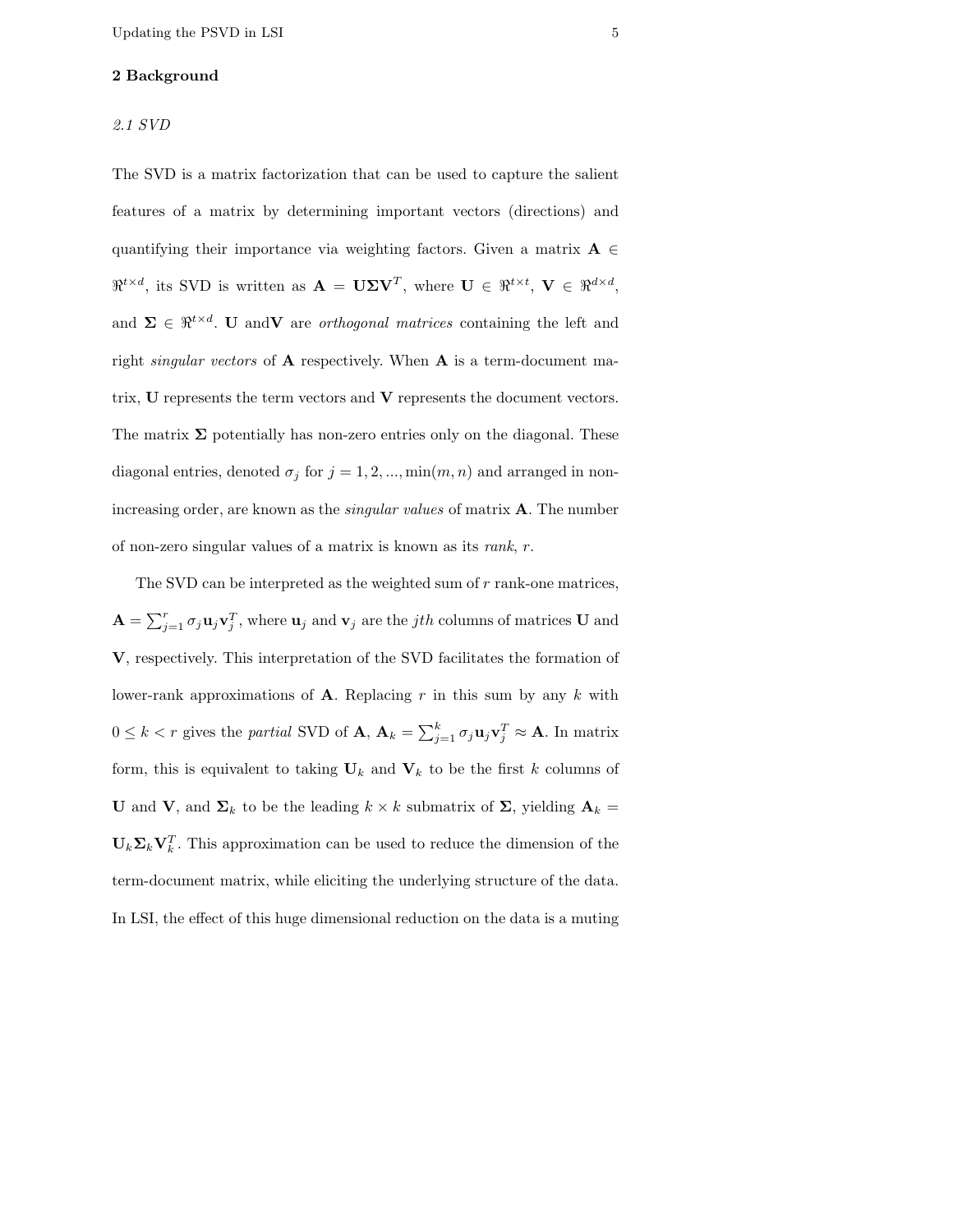## 2 Background

### *2.1 SVD*

The SVD is a matrix factorization that can be used to capture the salient features of a matrix by determining important vectors (directions) and quantifying their importance via weighting factors. Given a matrix $\mathbf{A} \in \Re^{t \times d}$, its SVD is written as $\mathbf{A} = \mathbf{U}\mathbf{\Sigma}\mathbf{V}^T$, where $\mathbf{U} \in \Re^{t \times t}$, $\mathbf{V} \in \Re^{d \times d}$, and $\mathbf{\Sigma} \in \Re^{t \times d}$. $\mathbf{U}$ and$\mathbf{V}$ are *orthogonal matrices* containing the left and right *singular vectors* of $\mathbf{A}$ respectively. When $\mathbf{A}$ is a term-document matrix, $\mathbf{U}$ represents the term vectors and $\mathbf{V}$ represents the document vectors. The matrix $\mathbf{\Sigma}$ potentially has non-zero entries only on the diagonal. These diagonal entries, denoted $\sigma_j$ for $j = 1, 2, ..., \min(m, n)$ and arranged in non-increasing order, are known as the *singular values* of matrix $\mathbf{A}$. The number of non-zero singular values of a matrix is known as its *rank*, $r$.

The SVD can be interpreted as the weighted sum of $r$ rank-one matrices, $\mathbf{A} = \sum_{j=1}^{r} \sigma_j \mathbf{u}_j \mathbf{v}_j^T$, where $\mathbf{u}_j$ and $\mathbf{v}_j$ are the $jth$ columns of matrices $\mathbf{U}$ and $\mathbf{V}$, respectively. This interpretation of the SVD facilitates the formation of lower-rank approximations of $\mathbf{A}$. Replacing $r$ in this sum by any $k$ with $0 \leq k < r$ gives the *partial* SVD of $\mathbf{A}$, $\mathbf{A}_k = \sum_{j=1}^{k} \sigma_j \mathbf{u}_j \mathbf{v}_j^T \approx \mathbf{A}$. In matrix form, this is equivalent to taking $\mathbf{U}_k$ and $\mathbf{V}_k$ to be the first $k$ columns of $\mathbf{U}$ and $\mathbf{V}$, and $\mathbf{\Sigma}_k$ to be the leading $k \times k$ submatrix of $\mathbf{\Sigma}$, yielding $\mathbf{A}_k = \mathbf{U}_k \mathbf{\Sigma}_k \mathbf{V}_k^T$. This approximation can be used to reduce the dimension of the term-document matrix, while eliciting the underlying structure of the data. In LSI, the effect of this huge dimensional reduction on the data is a muting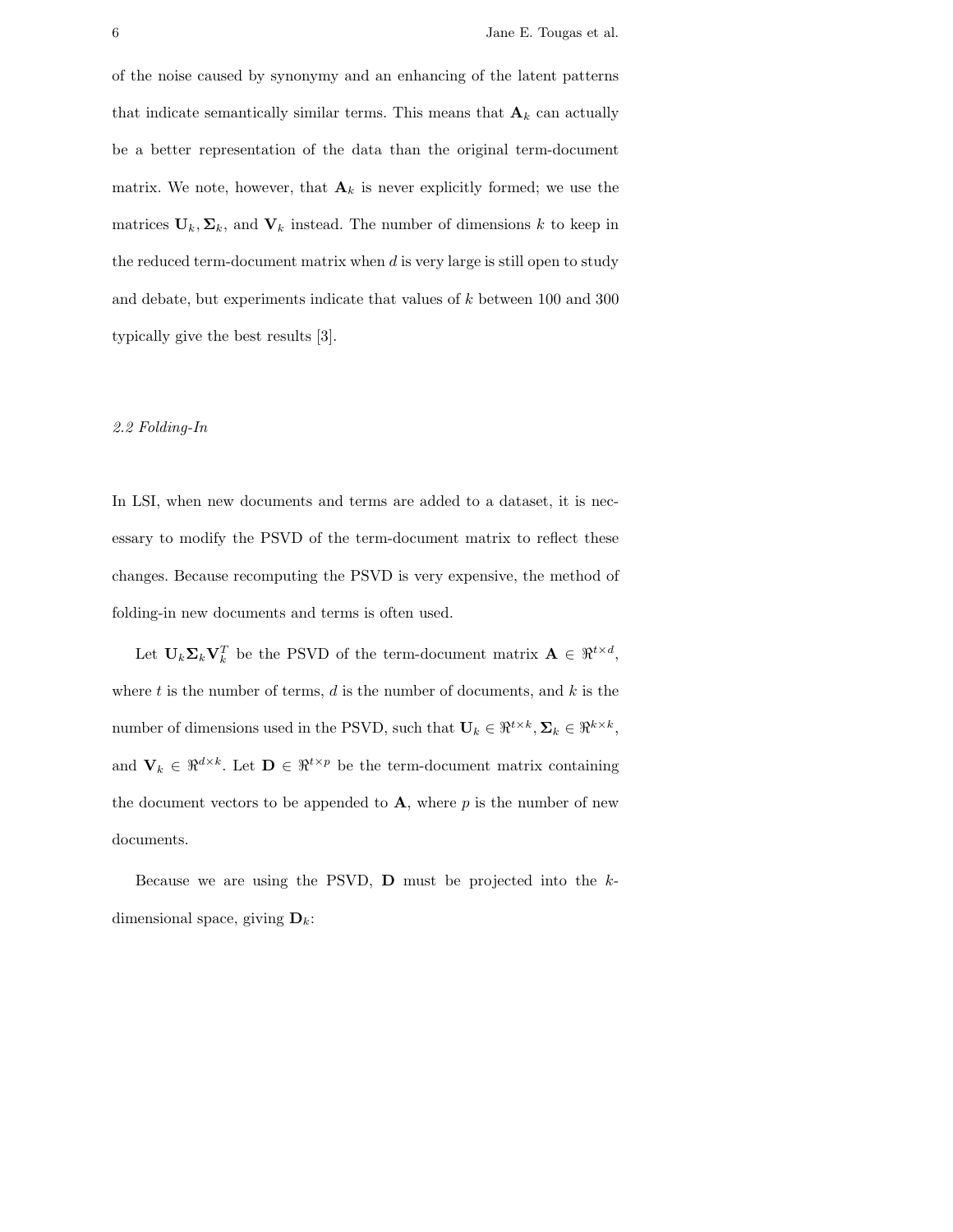of the noise caused by synonymy and an enhancing of the latent patterns that indicate semantically similar terms. This means that $\mathbf{A}_k$ can actually be a better representation of the data than the original term-document matrix. We note, however, that $\mathbf{A}_k$ is never explicitly formed; we use the matrices $\mathbf{U}_k, \mathbf{\Sigma}_k$, and $\mathbf{V}_k$ instead. The number of dimensions $k$ to keep in the reduced term-document matrix when $d$ is very large is still open to study and debate, but experiments indicate that values of $k$ between 100 and 300 typically give the best results [3].

### *2.2 Folding-In*

In LSI, when new documents and terms are added to a dataset, it is necessary to modify the PSVD of the term-document matrix to reflect these changes. Because recomputing the PSVD is very expensive, the method of folding-in new documents and terms is often used.

Let $\mathbf{U}_k\mathbf{\Sigma}_k\mathbf{V}_k^T$ be the PSVD of the term-document matrix $\mathbf{A} \in \Re^{t \times d}$, where $t$ is the number of terms, $d$ is the number of documents, and $k$ is the number of dimensions used in the PSVD, such that $\mathbf{U}_k \in \Re^{t \times k}, \mathbf{\Sigma}_k \in \Re^{k \times k}$, and $\mathbf{V}_k \in \Re^{d \times k}$. Let $\mathbf{D} \in \Re^{t \times p}$ be the term-document matrix containing the document vectors to be appended to $\mathbf{A}$, where $p$ is the number of new documents.

Because we are using the PSVD, $\mathbf{D}$ must be projected into the $k$-dimensional space, giving $\mathbf{D}_k$: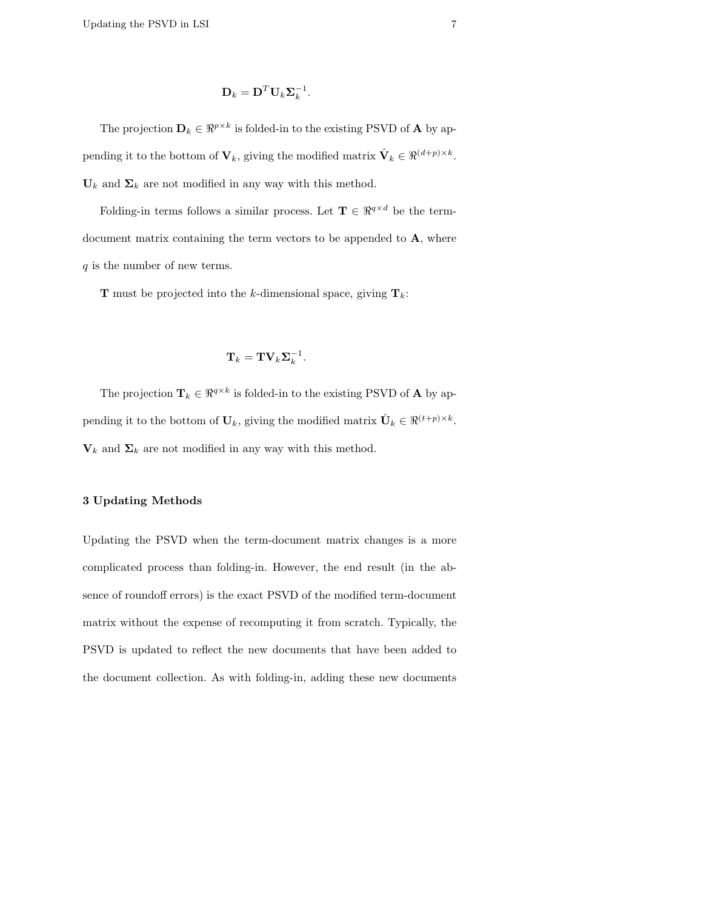$$\mathbf{D}_k = \mathbf{D}^T \mathbf{U}_k \mathbf{\Sigma}_k^{-1}.$$

The projection $\mathbf{D}_k \in \Re^{p \times k}$ is folded-in to the existing PSVD of $\mathbf{A}$ by appending it to the bottom of $\mathbf{V}_k$, giving the modified matrix $\hat{\mathbf{V}}_k \in \Re^{(d+p) \times k}$. $\mathbf{U}_k$ and $\mathbf{\Sigma}_k$ are not modified in any way with this method.

Folding-in terms follows a similar process. Let $\mathbf{T} \in \Re^{q \times d}$ be the term-document matrix containing the term vectors to be appended to $\mathbf{A}$, where $q$ is the number of new terms.

$\mathbf{T}$ must be projected into the $k$-dimensional space, giving $\mathbf{T}_k$:

$$\mathbf{T}_k = \mathbf{T} \mathbf{V}_k \mathbf{\Sigma}_k^{-1}.$$

The projection $\mathbf{T}_k \in \Re^{q \times k}$ is folded-in to the existing PSVD of $\mathbf{A}$ by appending it to the bottom of $\mathbf{U}_k$, giving the modified matrix $\hat{\mathbf{U}}_k \in \Re^{(t+p) \times k}$. $\mathbf{V}_k$ and $\mathbf{\Sigma}_k$ are not modified in any way with this method.

## 3 Updating Methods

Updating the PSVD when the term-document matrix changes is a more complicated process than folding-in. However, the end result (in the absence of roundoff errors) is the exact PSVD of the modified term-document matrix without the expense of recomputing it from scratch. Typically, the PSVD is updated to reflect the new documents that have been added to the document collection. As with folding-in, adding these new documents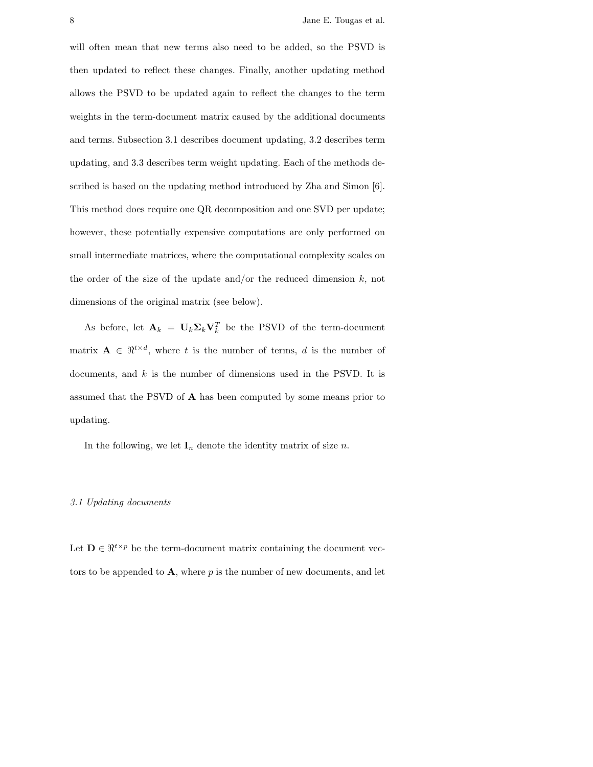will often mean that new terms also need to be added, so the PSVD is then updated to reflect these changes. Finally, another updating method allows the PSVD to be updated again to reflect the changes to the term weights in the term-document matrix caused by the additional documents and terms. Subsection 3.1 describes document updating, 3.2 describes term updating, and 3.3 describes term weight updating. Each of the methods described is based on the updating method introduced by Zha and Simon [6]. This method does require one QR decomposition and one SVD per update; however, these potentially expensive computations are only performed on small intermediate matrices, where the computational complexity scales on the order of the size of the update and/or the reduced dimension $k$, not dimensions of the original matrix (see below).

As before, let $\mathbf{A}_k = \mathbf{U}_k \mathbf{\Sigma}_k \mathbf{V}_k^T$ be the PSVD of the term-document matrix $\mathbf{A} \in \Re^{t \times d}$, where $t$ is the number of terms, $d$ is the number of documents, and $k$ is the number of dimensions used in the PSVD. It is assumed that the PSVD of $\mathbf{A}$ has been computed by some means prior to updating.

In the following, we let $\mathbf{I}_n$ denote the identity matrix of size $n$.

### *3.1 Updating documents*

Let $\mathbf{D} \in \Re^{t \times p}$ be the term-document matrix containing the document vectors to be appended to $\mathbf{A}$, where $p$ is the number of new documents, and let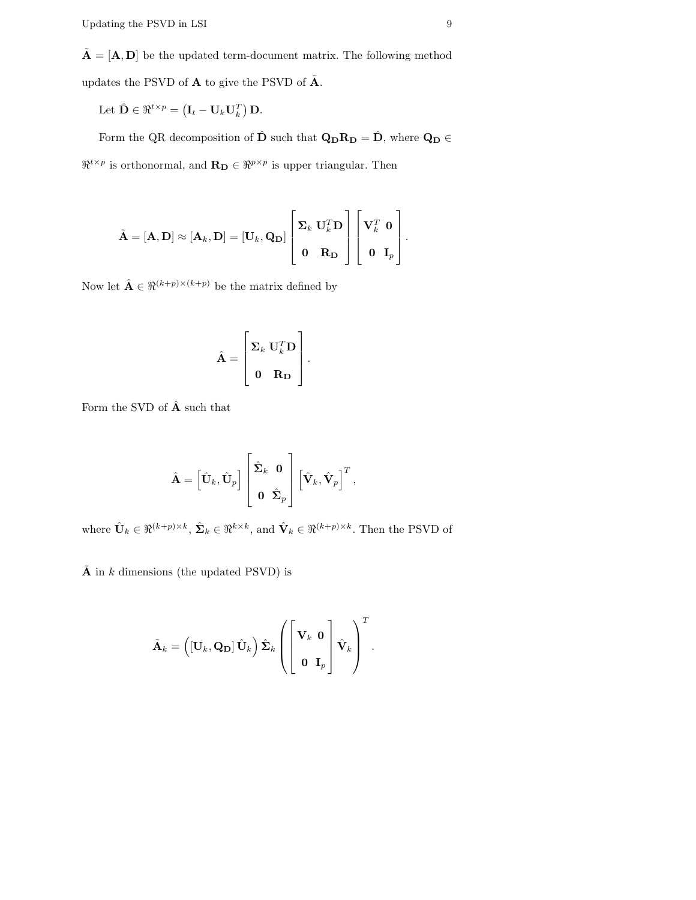$\tilde{\mathbf{A}} = [\mathbf{A}, \mathbf{D}]$ be the updated term-document matrix. The following method updates the PSVD of $\mathbf{A}$ to give the PSVD of $\tilde{\mathbf{A}}$.

Let $\hat{\mathbf{D}} \in \Re^{t \times p} = \left(\mathbf{I}_t - \mathbf{U}_k \mathbf{U}_k^T\right) \mathbf{D}$.

Form the QR decomposition of $\hat{\mathbf{D}}$ such that $\mathbf{Q}_\mathbf{D} \mathbf{R}_\mathbf{D} = \hat{\mathbf{D}}$, where $\mathbf{Q}_\mathbf{D} \in \Re^{t \times p}$ is orthonormal, and $\mathbf{R}_\mathbf{D} \in \Re^{p \times p}$ is upper triangular. Then

$$\tilde{\mathbf{A}} = [\mathbf{A}, \mathbf{D}] \approx [\mathbf{A}_k, \mathbf{D}] = [\mathbf{U}_k, \mathbf{Q}_\mathbf{D}] \begin{bmatrix} \mathbf{\Sigma}_k & \mathbf{U}_k^T \mathbf{D} \\ \mathbf{0} & \mathbf{R}_\mathbf{D} \end{bmatrix} \begin{bmatrix} \mathbf{V}_k^T & \mathbf{0} \\ \mathbf{0} & \mathbf{I}_p \end{bmatrix}.$$

Now let $\hat{\mathbf{A}} \in \Re^{(k+p) \times (k+p)}$ be the matrix defined by

$$\hat{\mathbf{A}} = \begin{bmatrix} \mathbf{\Sigma}_k & \mathbf{U}_k^T \mathbf{D} \\ \mathbf{0} & \mathbf{R}_\mathbf{D} \end{bmatrix}.$$

Form the SVD of $\hat{\mathbf{A}}$ such that

$$\hat{\mathbf{A}} = \left[\hat{\mathbf{U}}_k, \hat{\mathbf{U}}_p\right] \begin{bmatrix} \hat{\mathbf{\Sigma}}_k & \mathbf{0} \\ \mathbf{0} & \hat{\mathbf{\Sigma}}_p \end{bmatrix} \left[\hat{\mathbf{V}}_k, \hat{\mathbf{V}}_p\right]^T,$$

where $\hat{\mathbf{U}}_k \in \Re^{(k+p) \times k}$, $\hat{\mathbf{\Sigma}}_k \in \Re^{k \times k}$, and $\hat{\mathbf{V}}_k \in \Re^{(k+p) \times k}$. Then the PSVD of $\tilde{\mathbf{A}}$ in $k$ dimensions (the updated PSVD) is

$$\tilde{\mathbf{A}}_k = \left([\mathbf{U}_k, \mathbf{Q}_\mathbf{D}]\, \hat{\mathbf{U}}_k\right) \hat{\mathbf{\Sigma}}_k \left( \begin{bmatrix} \mathbf{V}_k & \mathbf{0} \\ \mathbf{0} & \mathbf{I}_p \end{bmatrix} \hat{\mathbf{V}}_k \right)^T.$$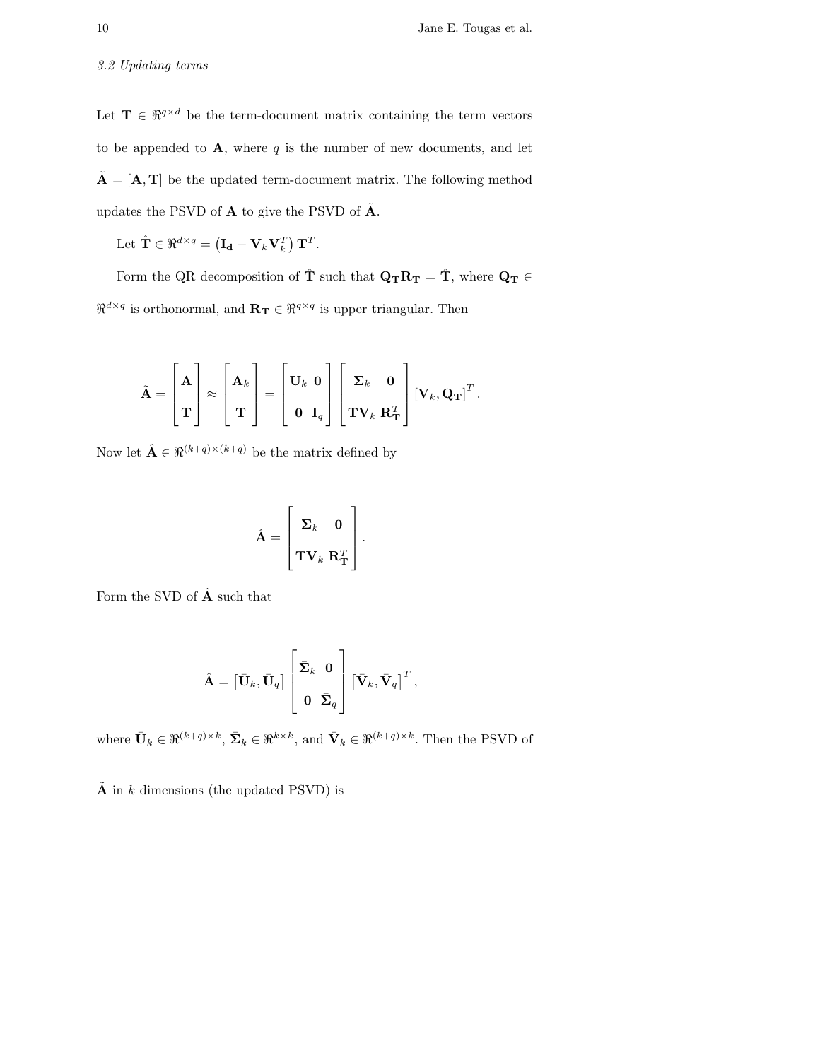### *3.2 Updating terms*

Let $\mathbf{T} \in \Re^{q \times d}$ be the term-document matrix containing the term vectors to be appended to $\mathbf{A}$, where $q$ is the number of new documents, and let $\tilde{\mathbf{A}} = [\mathbf{A}, \mathbf{T}]$ be the updated term-document matrix. The following method updates the PSVD of $\mathbf{A}$ to give the PSVD of $\tilde{\mathbf{A}}$.

Let $\hat{\mathbf{T}} \in \Re^{d \times q} = \left(\mathbf{I_d} - \mathbf{V}_k \mathbf{V}_k^T\right) \mathbf{T}^T$.

Form the QR decomposition of $\hat{\mathbf{T}}$ such that $\mathbf{Q_T} \mathbf{R_T} = \hat{\mathbf{T}}$, where $\mathbf{Q_T} \in \Re^{d \times q}$ is orthonormal, and $\mathbf{R_T} \in \Re^{q \times q}$ is upper triangular. Then

$$\tilde{\mathbf{A}} = \begin{bmatrix} \mathbf{A} \\ \mathbf{T} \end{bmatrix} \approx \begin{bmatrix} \mathbf{A}_k \\ \mathbf{T} \end{bmatrix} = \begin{bmatrix} \mathbf{U}_k & \mathbf{0} \\ \mathbf{0} & \mathbf{I}_q \end{bmatrix} \begin{bmatrix} \mathbf{\Sigma}_k & \mathbf{0} \\ \mathbf{T}\mathbf{V}_k & \mathbf{R_T}^T \end{bmatrix} \left[\mathbf{V}_k, \mathbf{Q_T}\right]^T.$$

Now let $\hat{\mathbf{A}} \in \Re^{(k+q) \times (k+q)}$ be the matrix defined by

$$\hat{\mathbf{A}} = \begin{bmatrix} \mathbf{\Sigma}_k & \mathbf{0} \\ \mathbf{T}\mathbf{V}_k & \mathbf{R_T}^T \end{bmatrix}.$$

Form the SVD of $\hat{\mathbf{A}}$ such that

$$\hat{\mathbf{A}} = \left[\bar{\mathbf{U}}_k, \bar{\mathbf{U}}_q\right] \begin{bmatrix} \bar{\mathbf{\Sigma}}_k & \mathbf{0} \\ \mathbf{0} & \bar{\mathbf{\Sigma}}_q \end{bmatrix} \left[\bar{\mathbf{V}}_k, \bar{\mathbf{V}}_q\right]^T,$$

where $\bar{\mathbf{U}}_k \in \Re^{(k+q) \times k}$, $\bar{\mathbf{\Sigma}}_k \in \Re^{k \times k}$, and $\bar{\mathbf{V}}_k \in \Re^{(k+q) \times k}$. Then the PSVD of $\tilde{\mathbf{A}}$ in $k$ dimensions (the updated PSVD) is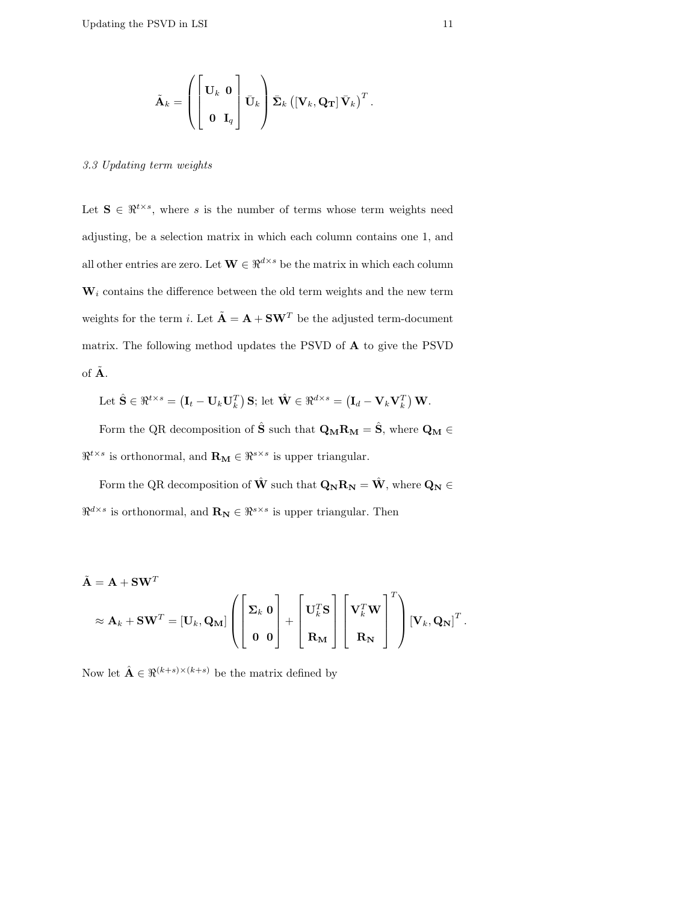$$\tilde{\mathbf{A}}_k = \left( \begin{bmatrix} \mathbf{U}_k & \mathbf{0} \\ \mathbf{0} & \mathbf{I}_q \end{bmatrix} \bar{\mathbf{U}}_k \right) \bar{\mathbf{\Sigma}}_k \left( [\mathbf{V}_k, \mathbf{Q_T}] \bar{\mathbf{V}}_k \right)^T .$$

*3.3 Updating term weights*

Let $\mathbf{S} \in \Re^{t \times s}$, where $s$ is the number of terms whose term weights need adjusting, be a selection matrix in which each column contains one 1, and all other entries are zero. Let $\mathbf{W} \in \Re^{d \times s}$ be the matrix in which each column $\mathbf{W}_i$ contains the difference between the old term weights and the new term weights for the term $i$. Let $\tilde{\mathbf{A}} = \mathbf{A} + \mathbf{S}\mathbf{W}^T$ be the adjusted term-document matrix. The following method updates the PSVD of $\mathbf{A}$ to give the PSVD of $\tilde{\mathbf{A}}$.

Let $\hat{\mathbf{S}} \in \Re^{t \times s} = \left( \mathbf{I}_t - \mathbf{U}_k \mathbf{U}_k^T \right) \mathbf{S}$; let $\hat{\mathbf{W}} \in \Re^{d \times s} = \left( \mathbf{I}_d - \mathbf{V}_k \mathbf{V}_k^T \right) \mathbf{W}$.

Form the QR decomposition of $\hat{\mathbf{S}}$ such that $\mathbf{Q_M}\mathbf{R_M} = \hat{\mathbf{S}}$, where $\mathbf{Q_M} \in \Re^{t \times s}$ is orthonormal, and $\mathbf{R_M} \in \Re^{s \times s}$ is upper triangular.

Form the QR decomposition of $\hat{\mathbf{W}}$ such that $\mathbf{Q_N}\mathbf{R_N} = \hat{\mathbf{W}}$, where $\mathbf{Q_N} \in \Re^{d \times s}$ is orthonormal, and $\mathbf{R_N} \in \Re^{s \times s}$ is upper triangular. Then

$$\begin{aligned}
\tilde{\mathbf{A}} &= \mathbf{A} + \mathbf{S}\mathbf{W}^T \\
&\approx \mathbf{A}_k + \mathbf{S}\mathbf{W}^T = [\mathbf{U}_k, \mathbf{Q_M}] \left( \begin{bmatrix} \mathbf{\Sigma}_k & \mathbf{0} \\ \mathbf{0} & \mathbf{0} \end{bmatrix} + \begin{bmatrix} \mathbf{U}_k^T \mathbf{S} \\ \mathbf{R_M} \end{bmatrix} \begin{bmatrix} \mathbf{V}_k^T \mathbf{W} \\ \mathbf{R_N} \end{bmatrix}^T \right) [\mathbf{V}_k, \mathbf{Q_N}]^T .
\end{aligned}$$

Now let $\hat{\mathbf{A}} \in \Re^{(k+s) \times (k+s)}$ be the matrix defined by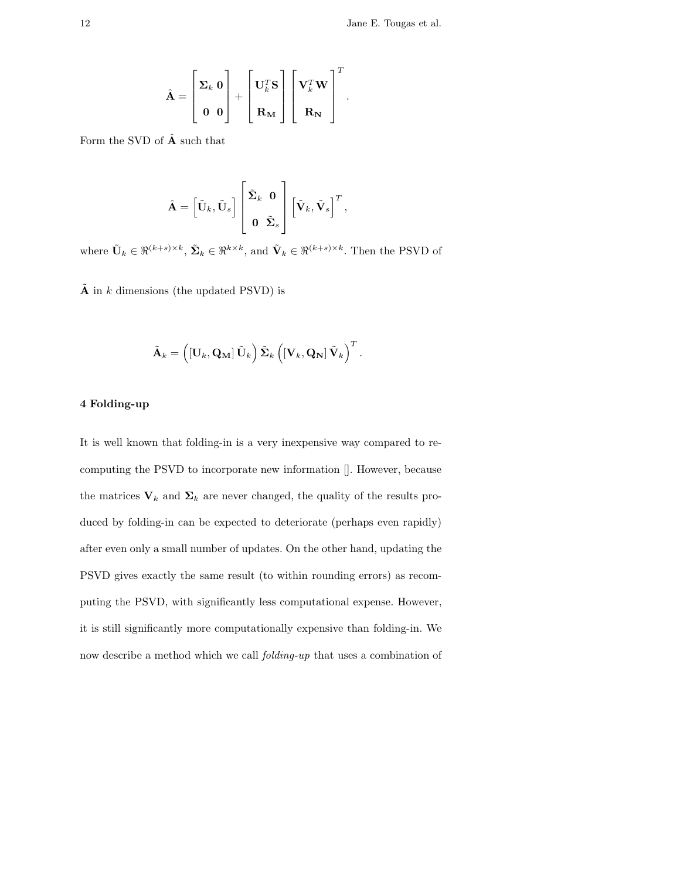$$
\hat{\mathbf{A}} = \begin{bmatrix} \boldsymbol{\Sigma}_k & \mathbf{0} \\ \mathbf{0} & \mathbf{0} \end{bmatrix} + \begin{bmatrix} \mathbf{U}_k^T \mathbf{S} \\ \mathbf{R_M} \end{bmatrix} \begin{bmatrix} \mathbf{V}_k^T \mathbf{W} \\ \mathbf{R_N} \end{bmatrix}^T .
$$

Form the SVD of $\hat{\mathbf{A}}$ such that

$$
\hat{\mathbf{A}} = \left[\tilde{\mathbf{U}}_k, \tilde{\mathbf{U}}_s\right] \begin{bmatrix} \tilde{\boldsymbol{\Sigma}}_k & \mathbf{0} \\ \mathbf{0} & \tilde{\boldsymbol{\Sigma}}_s \end{bmatrix} \left[\tilde{\mathbf{V}}_k, \tilde{\mathbf{V}}_s\right]^T ,
$$

where $\tilde{\mathbf{U}}_k \in \Re^{(k+s)\times k}$, $\tilde{\boldsymbol{\Sigma}}_k \in \Re^{k\times k}$, and $\tilde{\mathbf{V}}_k \in \Re^{(k+s)\times k}$. Then the PSVD of $\tilde{\mathbf{A}}$ in $k$ dimensions (the updated PSVD) is

$$
\tilde{\mathbf{A}}_k = \left(\left[\mathbf{U}_k, \mathbf{Q_M}\right] \tilde{\mathbf{U}}_k\right) \tilde{\boldsymbol{\Sigma}}_k \left(\left[\mathbf{V}_k, \mathbf{Q_N}\right] \tilde{\mathbf{V}}_k\right)^T .
$$

## 4 Folding-up

It is well known that folding-in is a very inexpensive way compared to recomputing the PSVD to incorporate new information []. However, because the matrices $\mathbf{V}_k$ and $\boldsymbol{\Sigma}_k$ are never changed, the quality of the results produced by folding-in can be expected to deteriorate (perhaps even rapidly) after even only a small number of updates. On the other hand, updating the PSVD gives exactly the same result (to within rounding errors) as recomputing the PSVD, with significantly less computational expense. However, it is still significantly more computationally expensive than folding-in. We now describe a method which we call *folding-up* that uses a combination of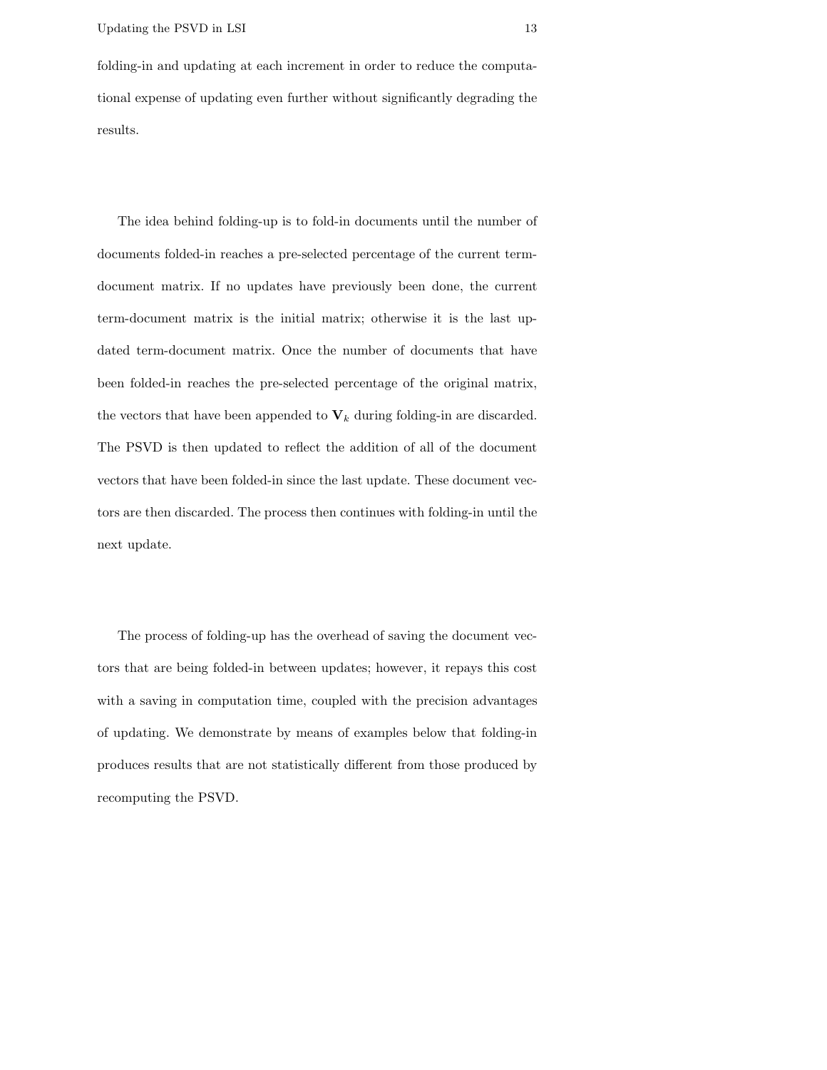folding-in and updating at each increment in order to reduce the computational expense of updating even further without significantly degrading the results.

The idea behind folding-up is to fold-in documents until the number of documents folded-in reaches a pre-selected percentage of the current term-document matrix. If no updates have previously been done, the current term-document matrix is the initial matrix; otherwise it is the last updated term-document matrix. Once the number of documents that have been folded-in reaches the pre-selected percentage of the original matrix, the vectors that have been appended to $\mathbf{V}_k$ during folding-in are discarded. The PSVD is then updated to reflect the addition of all of the document vectors that have been folded-in since the last update. These document vectors are then discarded. The process then continues with folding-in until the next update.

The process of folding-up has the overhead of saving the document vectors that are being folded-in between updates; however, it repays this cost with a saving in computation time, coupled with the precision advantages of updating. We demonstrate by means of examples below that folding-in produces results that are not statistically different from those produced by recomputing the PSVD.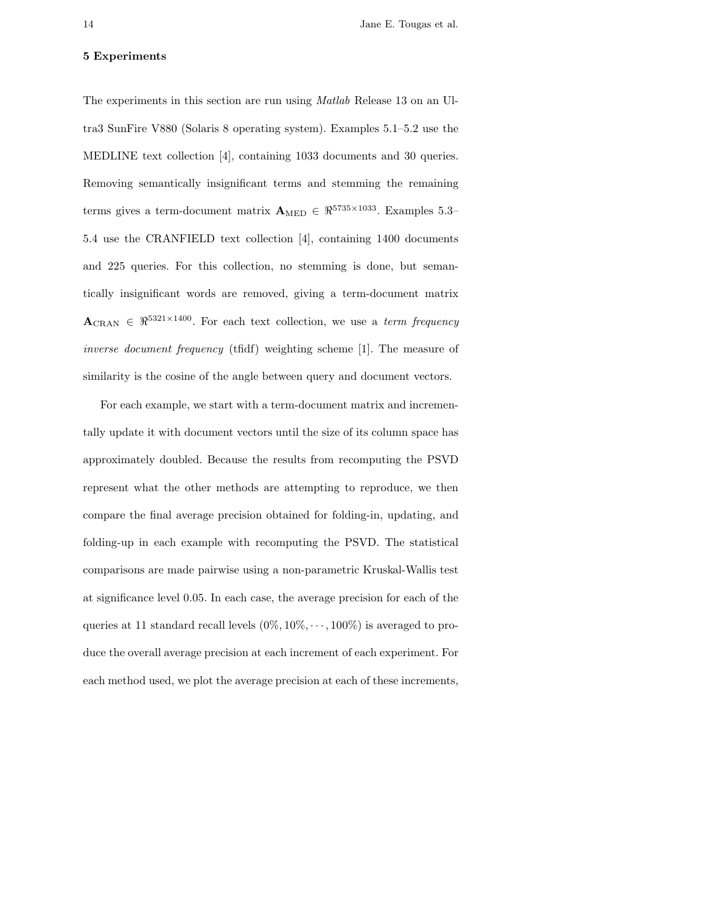## 5 Experiments

The experiments in this section are run using *Matlab* Release 13 on an Ultra3 SunFire V880 (Solaris 8 operating system). Examples 5.1–5.2 use the MEDLINE text collection [4], containing 1033 documents and 30 queries. Removing semantically insignificant terms and stemming the remaining terms gives a term-document matrix $\mathbf{A}_{\text{MED}} \in \Re^{5735 \times 1033}$. Examples 5.3–5.4 use the CRANFIELD text collection [4], containing 1400 documents and 225 queries. For this collection, no stemming is done, but semantically insignificant words are removed, giving a term-document matrix $\mathbf{A}_{\text{CRAN}} \in \Re^{5321 \times 1400}$. For each text collection, we use a *term frequency inverse document frequency* (tfidf) weighting scheme [1]. The measure of similarity is the cosine of the angle between query and document vectors.

For each example, we start with a term-document matrix and incrementally update it with document vectors until the size of its column space has approximately doubled. Because the results from recomputing the PSVD represent what the other methods are attempting to reproduce, we then compare the final average precision obtained for folding-in, updating, and folding-up in each example with recomputing the PSVD. The statistical comparisons are made pairwise using a non-parametric Kruskal-Wallis test at significance level 0.05. In each case, the average precision for each of the queries at 11 standard recall levels $(0\%, 10\%, \cdots, 100\%)$ is averaged to produce the overall average precision at each increment of each experiment. For each method used, we plot the average precision at each of these increments,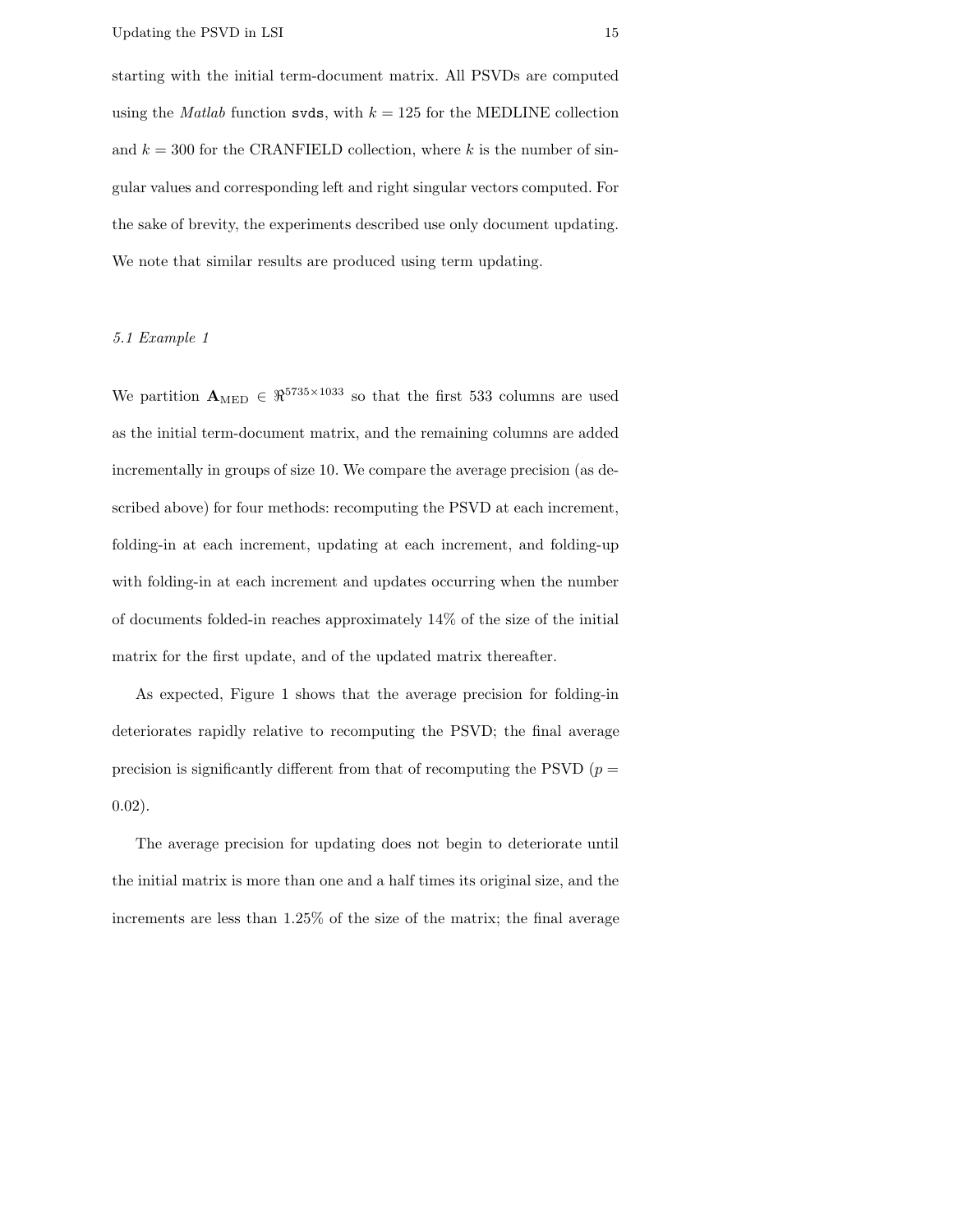starting with the initial term-document matrix. All PSVDs are computed using the *Matlab* function `svds`, with $k = 125$ for the MEDLINE collection and $k = 300$ for the CRANFIELD collection, where $k$ is the number of singular values and corresponding left and right singular vectors computed. For the sake of brevity, the experiments described use only document updating. We note that similar results are produced using term updating.

### *5.1 Example 1*

We partition $\mathbf{A}_{\text{MED}} \in \Re^{5735 \times 1033}$ so that the first 533 columns are used as the initial term-document matrix, and the remaining columns are added incrementally in groups of size 10. We compare the average precision (as described above) for four methods: recomputing the PSVD at each increment, folding-in at each increment, updating at each increment, and folding-up with folding-in at each increment and updates occurring when the number of documents folded-in reaches approximately 14% of the size of the initial matrix for the first update, and of the updated matrix thereafter.

As expected, Figure 1 shows that the average precision for folding-in deteriorates rapidly relative to recomputing the PSVD; the final average precision is significantly different from that of recomputing the PSVD ($p = 0.02$).

The average precision for updating does not begin to deteriorate until the initial matrix is more than one and a half times its original size, and the increments are less than 1.25% of the size of the matrix; the final average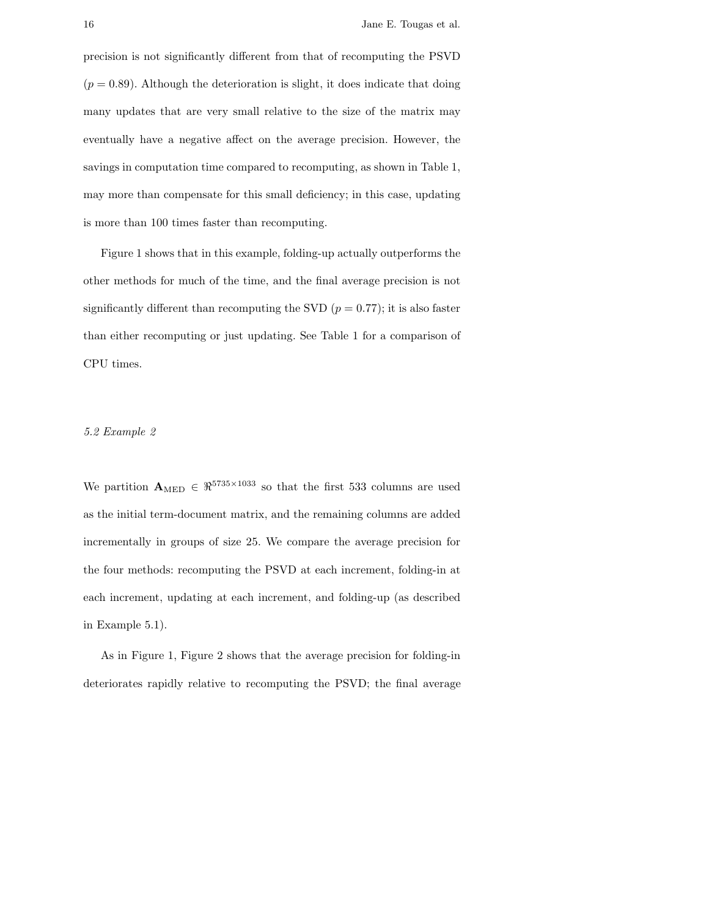precision is not significantly different from that of recomputing the PSVD ($p = 0.89$). Although the deterioration is slight, it does indicate that doing many updates that are very small relative to the size of the matrix may eventually have a negative affect on the average precision. However, the savings in computation time compared to recomputing, as shown in Table 1, may more than compensate for this small deficiency; in this case, updating is more than 100 times faster than recomputing.

Figure 1 shows that in this example, folding-up actually outperforms the other methods for much of the time, and the final average precision is not significantly different than recomputing the SVD ($p = 0.77$); it is also faster than either recomputing or just updating. See Table 1 for a comparison of CPU times.

### *5.2 Example 2*

We partition $\mathbf{A}_{\text{MED}} \in \Re^{5735 \times 1033}$ so that the first 533 columns are used as the initial term-document matrix, and the remaining columns are added incrementally in groups of size 25. We compare the average precision for the four methods: recomputing the PSVD at each increment, folding-in at each increment, updating at each increment, and folding-up (as described in Example 5.1).

As in Figure 1, Figure 2 shows that the average precision for folding-in deteriorates rapidly relative to recomputing the PSVD; the final average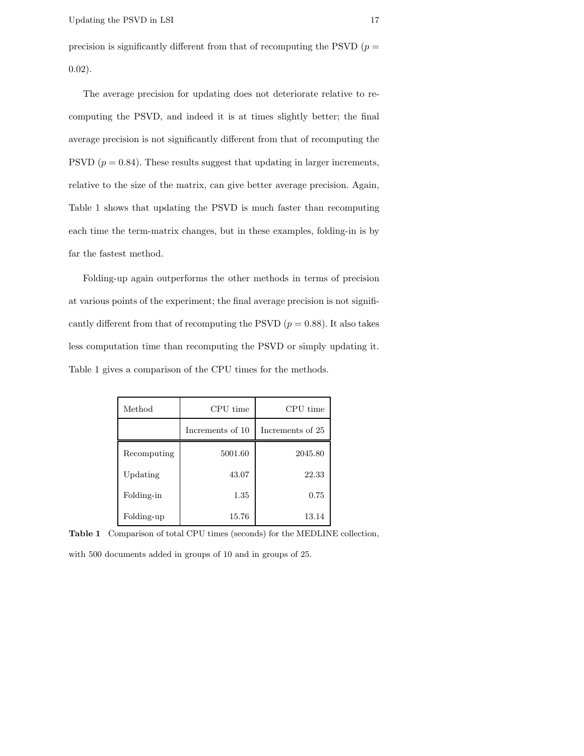precision is significantly different from that of recomputing the PSVD ($p = 0.02$).

The average precision for updating does not deteriorate relative to recomputing the PSVD, and indeed it is at times slightly better; the final average precision is not significantly different from that of recomputing the PSVD ($p = 0.84$). These results suggest that updating in larger increments, relative to the size of the matrix, can give better average precision. Again, Table 1 shows that updating the PSVD is much faster than recomputing each time the term-matrix changes, but in these examples, folding-in is by far the fastest method.

Folding-up again outperforms the other methods in terms of precision at various points of the experiment; the final average precision is not significantly different from that of recomputing the PSVD ($p = 0.88$). It also takes less computation time than recomputing the PSVD or simply updating it. Table 1 gives a comparison of the CPU times for the methods.

| Method | CPU time | CPU time |
|---|---:|---:|
| | Increments of 10 | Increments of 25 |
| Recomputing | 5001.60 | 2045.80 |
| Updating | 43.07 | 22.33 |
| Folding-in | 1.35 | 0.75 |
| Folding-up | 15.76 | 13.14 |

**Table 1** Comparison of total CPU times (seconds) for the MEDLINE collection, with 500 documents added in groups of 10 and in groups of 25.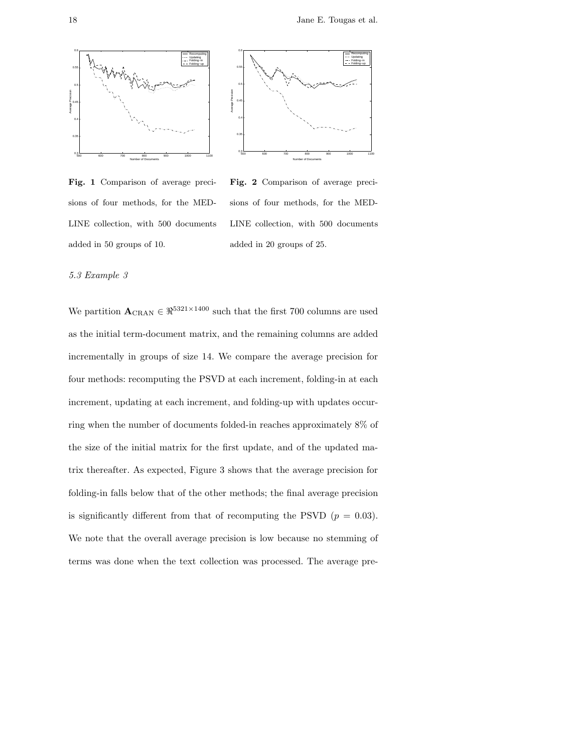**Fig. 1** Comparison of average precisions of four methods, for the MEDLINE collection, with 500 documents added in 50 groups of 10.

**Fig. 2** Comparison of average precisions of four methods, for the MEDLINE collection, with 500 documents added in 20 groups of 25.

### *5.3 Example 3*

We partition $\mathbf{A}_{\mathrm{CRAN}} \in \Re^{5321\times 1400}$ such that the first 700 columns are used as the initial term-document matrix, and the remaining columns are added incrementally in groups of size 14. We compare the average precision for four methods: recomputing the PSVD at each increment, folding-in at each increment, updating at each increment, and folding-up with updates occurring when the number of documents folded-in reaches approximately 8% of the size of the initial matrix for the first update, and of the updated matrix thereafter. As expected, Figure 3 shows that the average precision for folding-in falls below that of the other methods; the final average precision is significantly different from that of recomputing the PSVD ($p = 0.03$). We note that the overall average precision is low because no stemming of terms was done when the text collection was processed. The average pre-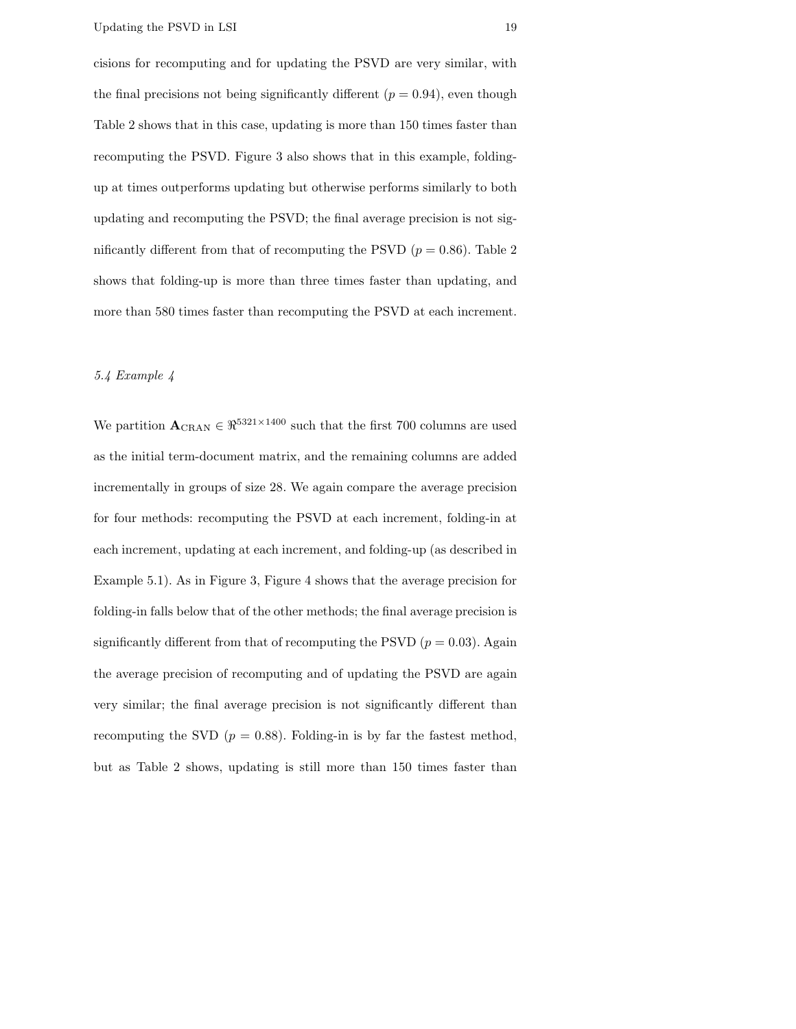cisions for recomputing and for updating the PSVD are very similar, with the final precisions not being significantly different ($p = 0.94$), even though Table 2 shows that in this case, updating is more than 150 times faster than recomputing the PSVD. Figure 3 also shows that in this example, folding-up at times outperforms updating but otherwise performs similarly to both updating and recomputing the PSVD; the final average precision is not significantly different from that of recomputing the PSVD ($p = 0.86$). Table 2 shows that folding-up is more than three times faster than updating, and more than 580 times faster than recomputing the PSVD at each increment.

### *5.4 Example 4*

We partition $\mathbf{A}_{\text{CRAN}} \in \Re^{5321 \times 1400}$ such that the first 700 columns are used as the initial term-document matrix, and the remaining columns are added incrementally in groups of size 28. We again compare the average precision for four methods: recomputing the PSVD at each increment, folding-in at each increment, updating at each increment, and folding-up (as described in Example 5.1). As in Figure 3, Figure 4 shows that the average precision for folding-in falls below that of the other methods; the final average precision is significantly different from that of recomputing the PSVD ($p = 0.03$). Again the average precision of recomputing and of updating the PSVD are again very similar; the final average precision is not significantly different than recomputing the SVD ($p = 0.88$). Folding-in is by far the fastest method, but as Table 2 shows, updating is still more than 150 times faster than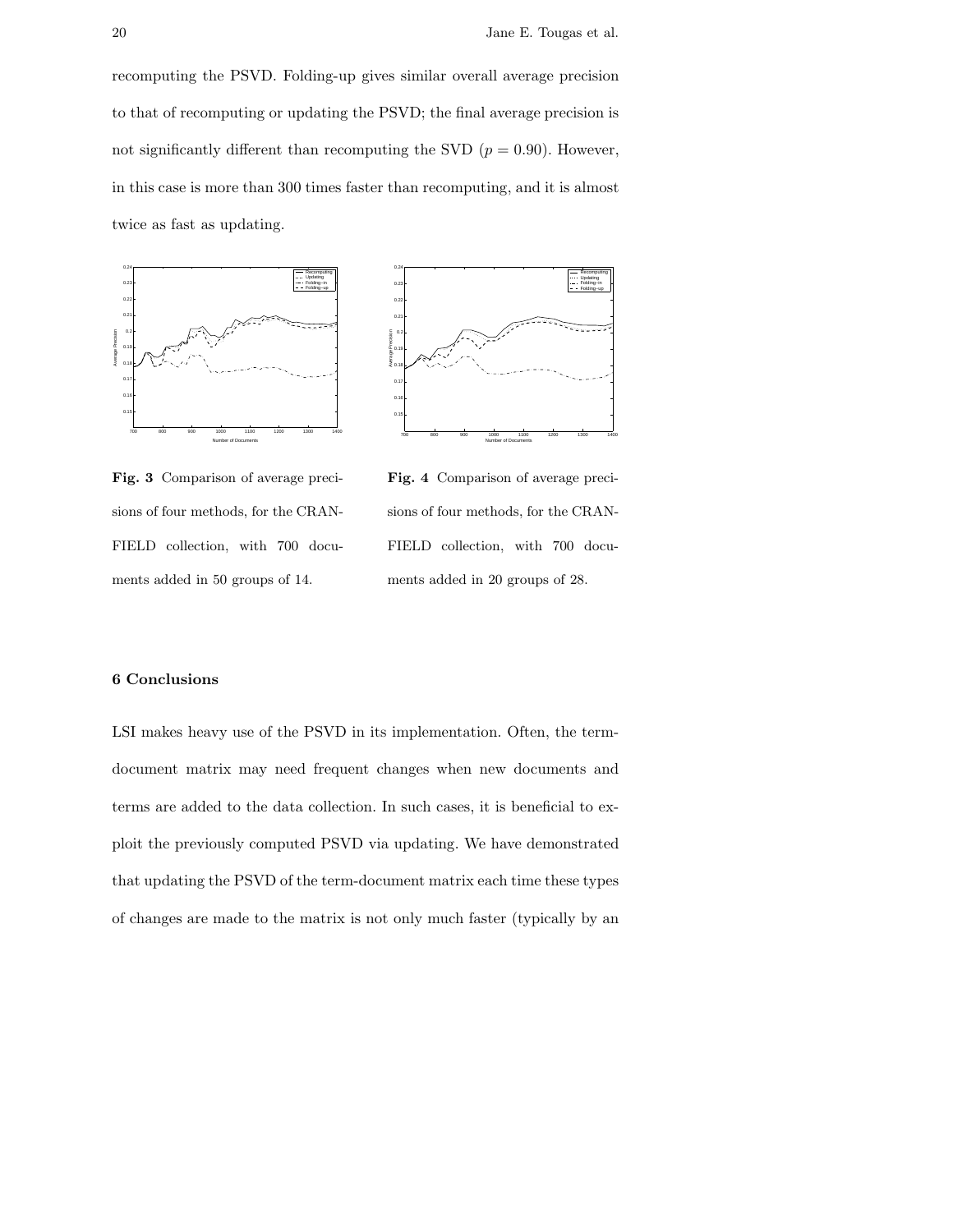recomputing the PSVD. Folding-up gives similar overall average precision to that of recomputing or updating the PSVD; the final average precision is not significantly different than recomputing the SVD ($p = 0.90$). However, in this case is more than 300 times faster than recomputing, and it is almost twice as fast as updating.

**Fig. 3** Comparison of average precisions of four methods, for the CRANFIELD collection, with 700 documents added in 50 groups of 14.

**Fig. 4** Comparison of average precisions of four methods, for the CRANFIELD collection, with 700 documents added in 20 groups of 28.

## 6 Conclusions

LSI makes heavy use of the PSVD in its implementation. Often, the term-document matrix may need frequent changes when new documents and terms are added to the data collection. In such cases, it is beneficial to exploit the previously computed PSVD via updating. We have demonstrated that updating the PSVD of the term-document matrix each time these types of changes are made to the matrix is not only much faster (typically by an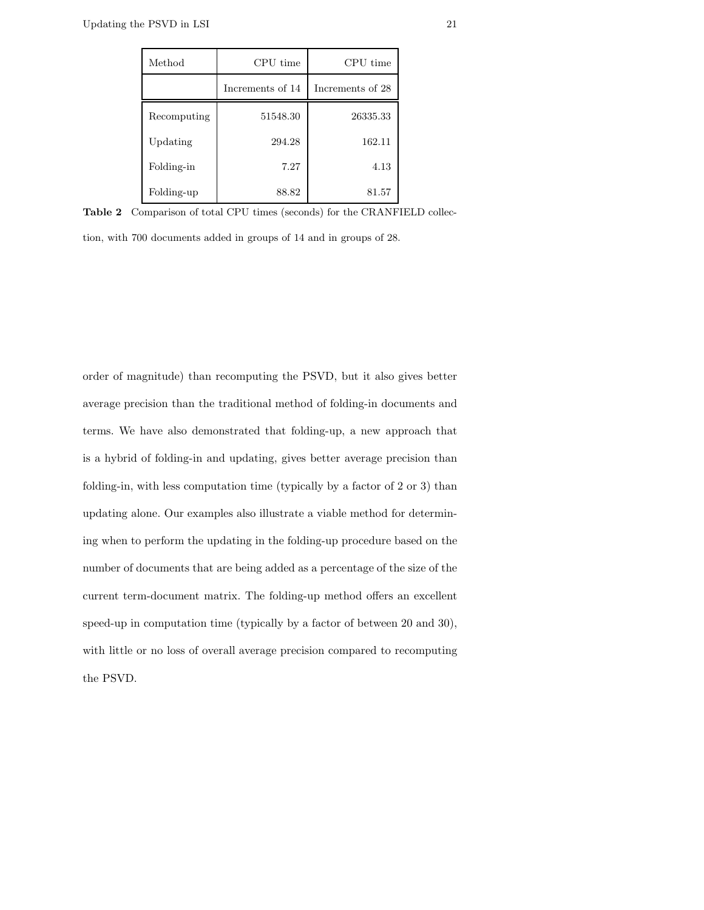| Method | CPU time | CPU time |
| --- | --- | --- |
| | Increments of 14 | Increments of 28 |
| Recomputing | 51548.30 | 26335.33 |
| Updating | 294.28 | 162.11 |
| Folding-in | 7.27 | 4.13 |
| Folding-up | 88.82 | 81.57 |

**Table 2** Comparison of total CPU times (seconds) for the CRANFIELD collection, with 700 documents added in groups of 14 and in groups of 28.

order of magnitude) than recomputing the PSVD, but it also gives better average precision than the traditional method of folding-in documents and terms. We have also demonstrated that folding-up, a new approach that is a hybrid of folding-in and updating, gives better average precision than folding-in, with less computation time (typically by a factor of 2 or 3) than updating alone. Our examples also illustrate a viable method for determining when to perform the updating in the folding-up procedure based on the number of documents that are being added as a percentage of the size of the current term-document matrix. The folding-up method offers an excellent speed-up in computation time (typically by a factor of between 20 and 30), with little or no loss of overall average precision compared to recomputing the PSVD.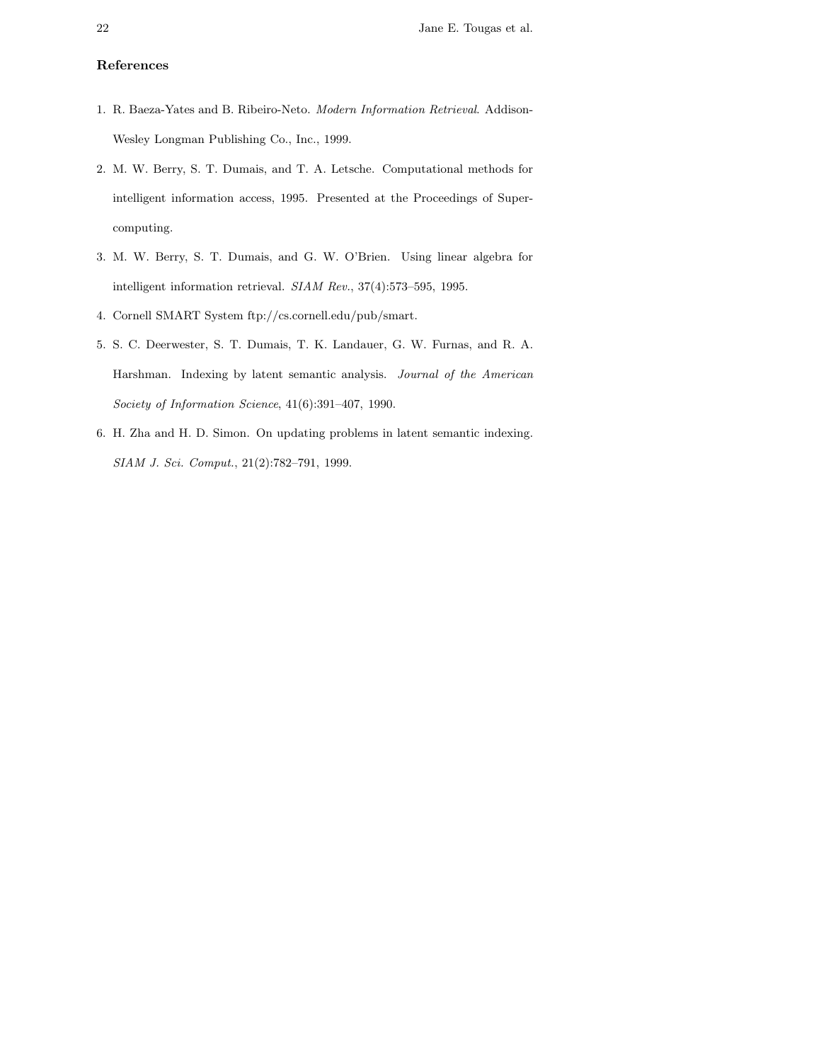## References

1. R. Baeza-Yates and B. Ribeiro-Neto. *Modern Information Retrieval*. Addison-Wesley Longman Publishing Co., Inc., 1999.
2. M. W. Berry, S. T. Dumais, and T. A. Letsche. Computational methods for intelligent information access, 1995. Presented at the Proceedings of Supercomputing.
3. M. W. Berry, S. T. Dumais, and G. W. O'Brien. Using linear algebra for intelligent information retrieval. *SIAM Rev.*, 37(4):573–595, 1995.
4. Cornell SMART System ftp://cs.cornell.edu/pub/smart.
5. S. C. Deerwester, S. T. Dumais, T. K. Landauer, G. W. Furnas, and R. A. Harshman. Indexing by latent semantic analysis. *Journal of the American Society of Information Science*, 41(6):391–407, 1990.
6. H. Zha and H. D. Simon. On updating problems in latent semantic indexing. *SIAM J. Sci. Comput.*, 21(2):782–791, 1999.